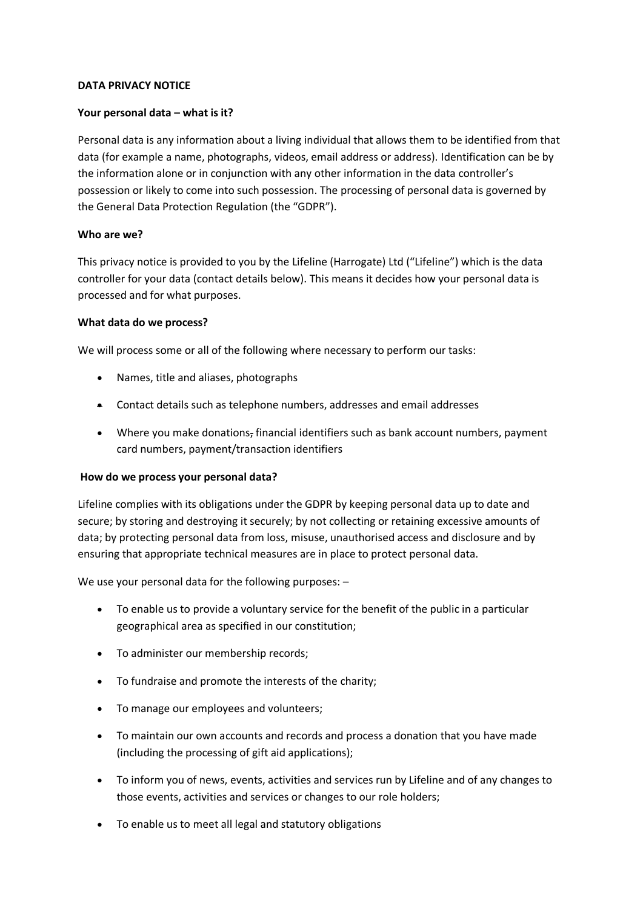**DATA PRIVACY NOTICE**

**Your personal data – what is it?**

Personal data is any information about a living individual that allows them to be identified from that data (for example a name, photographs, videos, email address or address). Identification can be by the information alone or in conjunction with any other information in the data controller's possession or likely to come into such possession. The processing of personal data is governed by the General Data Protection Regulation (the "GDPR").

**Who are we?**

This privacy notice is provided to you by the Lifeline (Harrogate) Ltd ("Lifeline") which is the data controller for your data (contact details below). This means it decides how your personal data is processed and for what purposes.

**What data do we process?**

We will process some or all of the following where necessary to perform our tasks:

- Names, title and aliases, photographs
- Contact details such as telephone numbers, addresses and email addresses
- Where you make donations, financial identifiers such as bank account numbers, payment card numbers, payment/transaction identifiers

**How do we process your personal data?**

Lifeline complies with its obligations under the GDPR by keeping personal data up to date and secure; by storing and destroying it securely; by not collecting or retaining excessive amounts of data; by protecting personal data from loss, misuse, unauthorised access and disclosure and by ensuring that appropriate technical measures are in place to protect personal data.

We use your personal data for the following purposes: –

- To enable us to provide a voluntary service for the benefit of the public in a particular geographical area as specified in our constitution;
- To administer our membership records;
- To fundraise and promote the interests of the charity;
- To manage our employees and volunteers;
- To maintain our own accounts and records and process a donation that you have made (including the processing of gift aid applications);
- To inform you of news, events, activities and services run by Lifeline and of any changes to those events, activities and services or changes to our role holders;
- To enable us to meet all legal and statutory obligations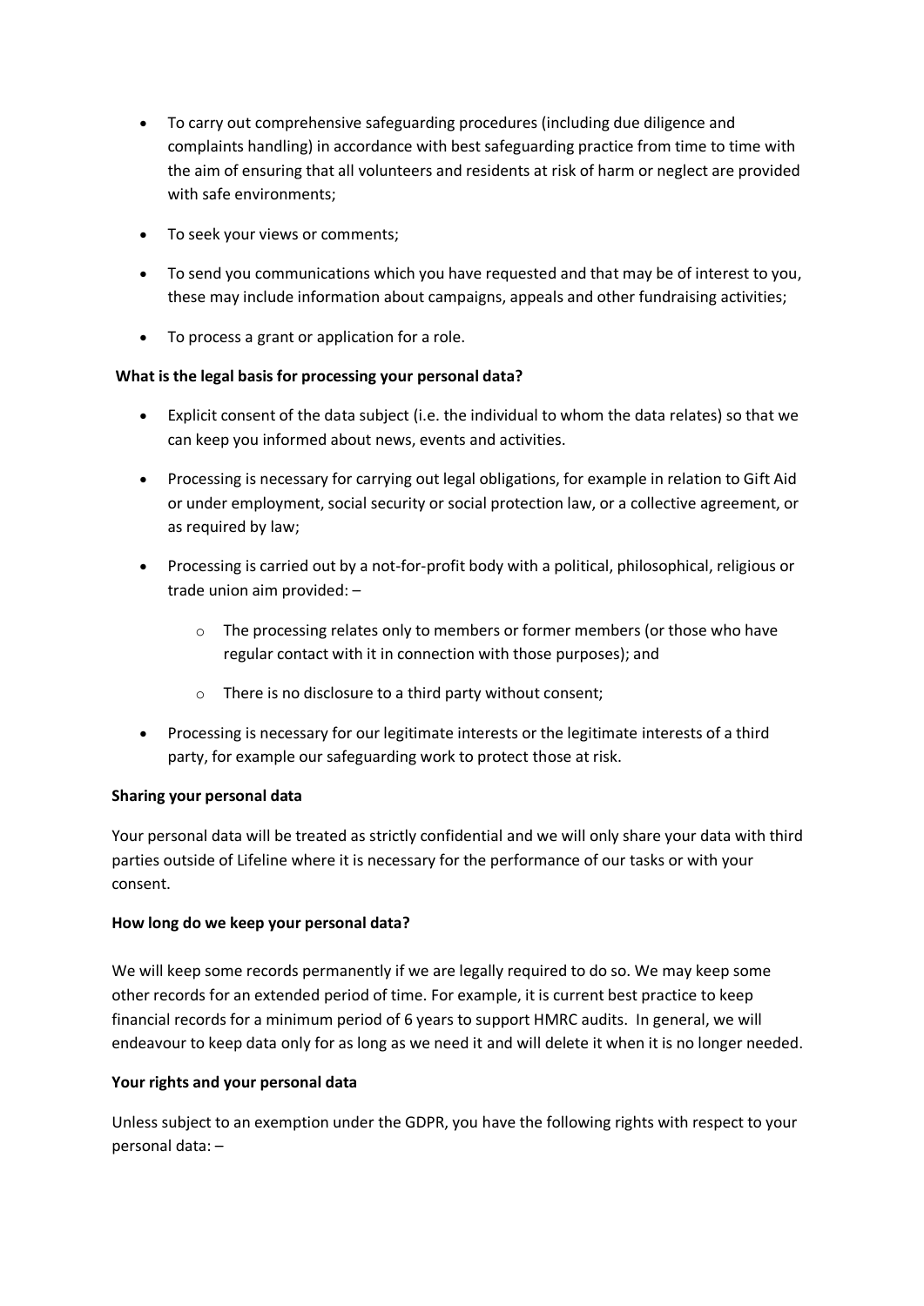- To carry out comprehensive safeguarding procedures (including due diligence and complaints handling) in accordance with best safeguarding practice from time to time with the aim of ensuring that all volunteers and residents at risk of harm or neglect are provided with safe environments;
- To seek your views or comments;
- To send you communications which you have requested and that may be of interest to you, these may include information about campaigns, appeals and other fundraising activities;
- To process a grant or application for a role.

**What is the legal basis for processing your personal data?**

- Explicit consent of the data subject (i.e. the individual to whom the data relates) so that we can keep you informed about news, events and activities.
- Processing is necessary for carrying out legal obligations, for example in relation to Gift Aid or under employment, social security or social protection law, or a collective agreement, or as required by law;
- Processing is carried out by a not-for-profit body with a political, philosophical, religious or trade union aim provided: –
  - The processing relates only to members or former members (or those who have regular contact with it in connection with those purposes); and
  - There is no disclosure to a third party without consent;
- Processing is necessary for our legitimate interests or the legitimate interests of a third party, for example our safeguarding work to protect those at risk.

**Sharing your personal data**

Your personal data will be treated as strictly confidential and we will only share your data with third parties outside of Lifeline where it is necessary for the performance of our tasks or with your consent.

**How long do we keep your personal data?**

We will keep some records permanently if we are legally required to do so. We may keep some other records for an extended period of time. For example, it is current best practice to keep financial records for a minimum period of 6 years to support HMRC audits. In general, we will endeavour to keep data only for as long as we need it and will delete it when it is no longer needed.

**Your rights and your personal data**

Unless subject to an exemption under the GDPR, you have the following rights with respect to your personal data: –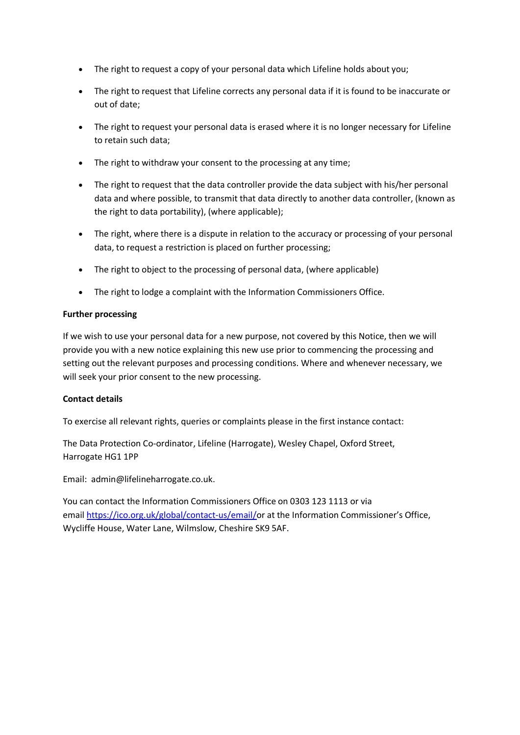- The right to request a copy of your personal data which Lifeline holds about you;
- The right to request that Lifeline corrects any personal data if it is found to be inaccurate or out of date;
- The right to request your personal data is erased where it is no longer necessary for Lifeline to retain such data;
- The right to withdraw your consent to the processing at any time;
- The right to request that the data controller provide the data subject with his/her personal data and where possible, to transmit that data directly to another data controller, (known as the right to data portability), (where applicable);
- The right, where there is a dispute in relation to the accuracy or processing of your personal data, to request a restriction is placed on further processing;
- The right to object to the processing of personal data, (where applicable)
- The right to lodge a complaint with the Information Commissioners Office.

**Further processing**

If we wish to use your personal data for a new purpose, not covered by this Notice, then we will provide you with a new notice explaining this new use prior to commencing the processing and setting out the relevant purposes and processing conditions. Where and whenever necessary, we will seek your prior consent to the new processing.

**Contact details**

To exercise all relevant rights, queries or complaints please in the first instance contact:

The Data Protection Co-ordinator, Lifeline (Harrogate), Wesley Chapel, Oxford Street, Harrogate HG1 1PP

Email: admin@lifelineharrogate.co.uk.

You can contact the Information Commissioners Office on 0303 123 1113 or via email [https://ico.org.uk/global/contact-us/email/](https://ico.org.uk/global/contact-us/email/)or at the Information Commissioner's Office, Wycliffe House, Water Lane, Wilmslow, Cheshire SK9 5AF.